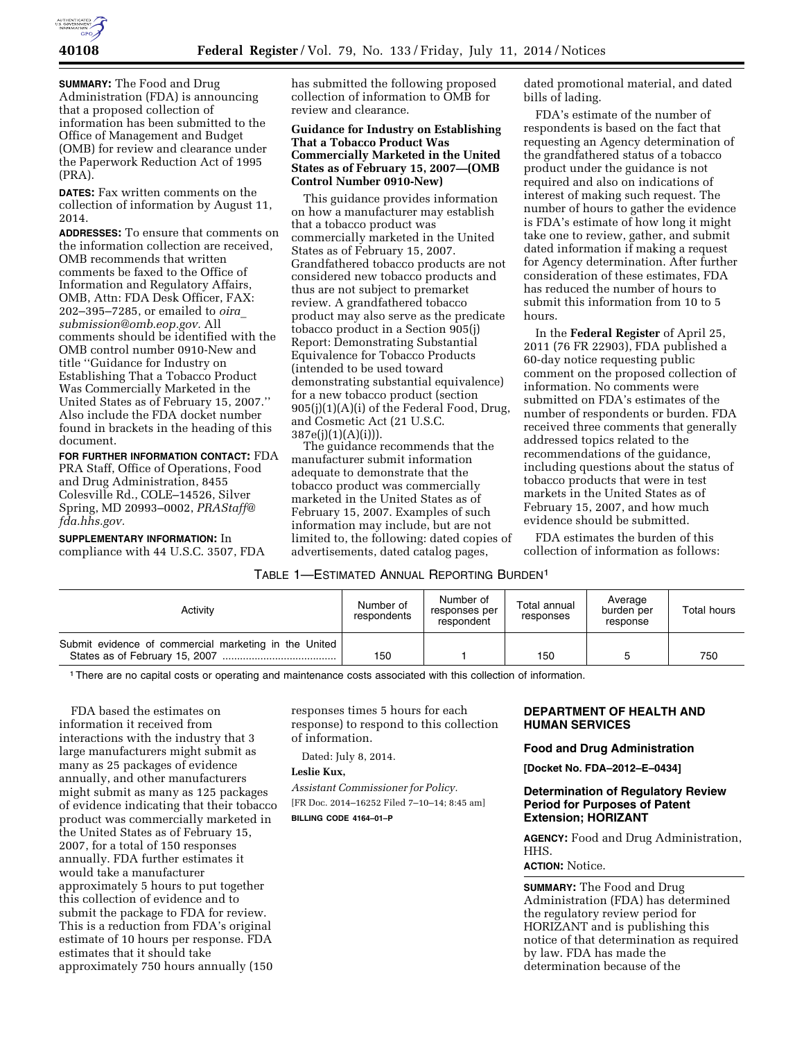**SUMMARY:** The Food and Drug Administration (FDA) is announcing that a proposed collection of information has been submitted to the Office of Management and Budget (OMB) for review and clearance under the Paperwork Reduction Act of 1995 (PRA).

**DATES:** Fax written comments on the collection of information by August 11, 2014.

**ADDRESSES:** To ensure that comments on the information collection are received, OMB recommends that written comments be faxed to the Office of Information and Regulatory Affairs, OMB, Attn: FDA Desk Officer, FAX: 202–395–7285, or emailed to *oira_submission@omb.eop.gov.* All comments should be identified with the OMB control number 0910-New and title ''Guidance for Industry on Establishing That a Tobacco Product Was Commercially Marketed in the United States as of February 15, 2007.'' Also include the FDA docket number found in brackets in the heading of this document.

**FOR FURTHER INFORMATION CONTACT:** FDA PRA Staff, Office of Operations, Food and Drug Administration, 8455 Colesville Rd., COLE–14526, Silver Spring, MD 20993–0002, *PRAStaff@fda.hhs.gov.*

**SUPPLEMENTARY INFORMATION:** In compliance with 44 U.S.C. 3507, FDA has submitted the following proposed collection of information to OMB for review and clearance.

**Guidance for Industry on Establishing That a Tobacco Product Was Commercially Marketed in the United States as of February 15, 2007—(OMB Control Number 0910-New)**

This guidance provides information on how a manufacturer may establish that a tobacco product was commercially marketed in the United States as of February 15, 2007. Grandfathered tobacco products are not considered new tobacco products and thus are not subject to premarket review. A grandfathered tobacco product may also serve as the predicate tobacco product in a Section 905(j) Report: Demonstrating Substantial Equivalence for Tobacco Products (intended to be used toward demonstrating substantial equivalence) for a new tobacco product (section 905(j)(1)(A)(i) of the Federal Food, Drug, and Cosmetic Act (21 U.S.C. 387e(j)(1)(A)(i))).

The guidance recommends that the manufacturer submit information adequate to demonstrate that the tobacco product was commercially marketed in the United States as of February 15, 2007. Examples of such information may include, but are not limited to, the following: dated copies of advertisements, dated catalog pages, dated promotional material, and dated bills of lading.

FDA's estimate of the number of respondents is based on the fact that requesting an Agency determination of the grandfathered status of a tobacco product under the guidance is not required and also on indications of interest of making such request. The number of hours to gather the evidence is FDA's estimate of how long it might take one to review, gather, and submit dated information if making a request for Agency determination. After further consideration of these estimates, FDA has reduced the number of hours to submit this information from 10 to 5 hours.

In the **Federal Register** of April 25, 2011 (76 FR 22903), FDA published a 60-day notice requesting public comment on the proposed collection of information. No comments were submitted on FDA's estimates of the number of respondents or burden. FDA received three comments that generally addressed topics related to the recommendations of the guidance, including questions about the status of tobacco products that were in test markets in the United States as of February 15, 2007, and how much evidence should be submitted.

FDA estimates the burden of this collection of information as follows:

TABLE 1—ESTIMATED ANNUAL REPORTING BURDEN[1]

| Activity | Number of respondents | Number of responses per respondent | Total annual responses | Average burden per response | Total hours |
|---|---|---|---|---|---|
| Submit evidence of commercial marketing in the United States as of February 15, 2007 | 150 | 1 | 150 | 5 | 750 |

[1] There are no capital costs or operating and maintenance costs associated with this collection of information.

FDA based the estimates on information it received from interactions with the industry that 3 large manufacturers might submit as many as 25 packages of evidence annually, and other manufacturers might submit as many as 125 packages of evidence indicating that their tobacco product was commercially marketed in the United States as of February 15, 2007, for a total of 150 responses annually. FDA further estimates it would take a manufacturer approximately 5 hours to put together this collection of evidence and to submit the package to FDA for review. This is a reduction from FDA's original estimate of 10 hours per response. FDA estimates that it should take approximately 750 hours annually (150 responses times 5 hours for each response) to respond to this collection of information.

Dated: July 8, 2014.

**Leslie Kux,**

*Assistant Commissioner for Policy.*

[FR Doc. 2014–16252 Filed 7–10–14; 8:45 am]

**BILLING CODE 4164–01–P**

## DEPARTMENT OF HEALTH AND HUMAN SERVICES

### Food and Drug Administration

**[Docket No. FDA–2012–E–0434]**

### Determination of Regulatory Review Period for Purposes of Patent Extension; HORIZANT

**AGENCY:** Food and Drug Administration, HHS.

**ACTION:** Notice.

**SUMMARY:** The Food and Drug Administration (FDA) has determined the regulatory review period for HORIZANT and is publishing this notice of that determination as required by law. FDA has made the determination because of the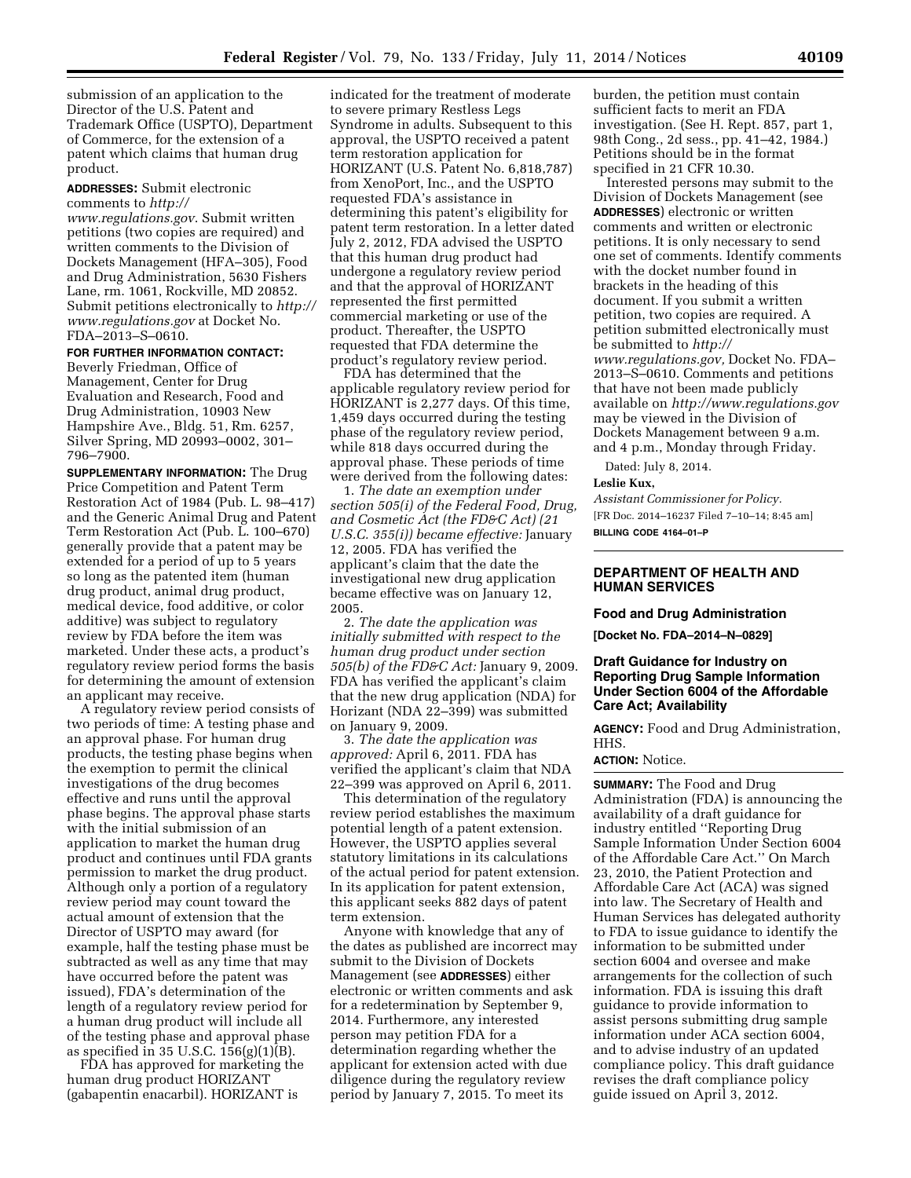submission of an application to the Director of the U.S. Patent and Trademark Office (USPTO), Department of Commerce, for the extension of a patent which claims that human drug product.

**ADDRESSES:** Submit electronic comments to *http://www.regulations.gov*. Submit written petitions (two copies are required) and written comments to the Division of Dockets Management (HFA–305), Food and Drug Administration, 5630 Fishers Lane, rm. 1061, Rockville, MD 20852. Submit petitions electronically to *http://www.regulations.gov* at Docket No. FDA–2013–S–0610.

**FOR FURTHER INFORMATION CONTACT:** Beverly Friedman, Office of Management, Center for Drug Evaluation and Research, Food and Drug Administration, 10903 New Hampshire Ave., Bldg. 51, Rm. 6257, Silver Spring, MD 20993–0002, 301–796–7900.

**SUPPLEMENTARY INFORMATION:** The Drug Price Competition and Patent Term Restoration Act of 1984 (Pub. L. 98–417) and the Generic Animal Drug and Patent Term Restoration Act (Pub. L. 100–670) generally provide that a patent may be extended for a period of up to 5 years so long as the patented item (human drug product, animal drug product, medical device, food additive, or color additive) was subject to regulatory review by FDA before the item was marketed. Under these acts, a product's regulatory review period forms the basis for determining the amount of extension an applicant may receive.

A regulatory review period consists of two periods of time: A testing phase and an approval phase. For human drug products, the testing phase begins when the exemption to permit the clinical investigations of the drug becomes effective and runs until the approval phase begins. The approval phase starts with the initial submission of an application to market the human drug product and continues until FDA grants permission to market the drug product. Although only a portion of a regulatory review period may count toward the actual amount of extension that the Director of USPTO may award (for example, half the testing phase must be subtracted as well as any time that may have occurred before the patent was issued), FDA's determination of the length of a regulatory review period for a human drug product will include all of the testing phase and approval phase as specified in 35 U.S.C. 156(g)(1)(B).

FDA has approved for marketing the human drug product HORIZANT (gabapentin enacarbil). HORIZANT is indicated for the treatment of moderate to severe primary Restless Legs Syndrome in adults. Subsequent to this approval, the USPTO received a patent term restoration application for HORIZANT (U.S. Patent No. 6,818,787) from XenoPort, Inc., and the USPTO requested FDA's assistance in determining this patent's eligibility for patent term restoration. In a letter dated July 2, 2012, FDA advised the USPTO that this human drug product had undergone a regulatory review period and that the approval of HORIZANT represented the first permitted commercial marketing or use of the product. Thereafter, the USPTO requested that FDA determine the product's regulatory review period.

FDA has determined that the applicable regulatory review period for HORIZANT is 2,277 days. Of this time, 1,459 days occurred during the testing phase of the regulatory review period, while 818 days occurred during the approval phase. These periods of time were derived from the following dates:

1. *The date an exemption under section 505(i) of the Federal Food, Drug, and Cosmetic Act (the FD&C Act) (21 U.S.C. 355(i)) became effective:* January 12, 2005. FDA has verified the applicant's claim that the date the investigational new drug application became effective was on January 12, 2005.

2. *The date the application was initially submitted with respect to the human drug product under section 505(b) of the FD&C Act:* January 9, 2009. FDA has verified the applicant's claim that the new drug application (NDA) for Horizant (NDA 22–399) was submitted on January 9, 2009.

3. *The date the application was approved:* April 6, 2011. FDA has verified the applicant's claim that NDA 22–399 was approved on April 6, 2011.

This determination of the regulatory review period establishes the maximum potential length of a patent extension. However, the USPTO applies several statutory limitations in its calculations of the actual period for patent extension. In its application for patent extension, this applicant seeks 882 days of patent term extension.

Anyone with knowledge that any of the dates as published are incorrect may submit to the Division of Dockets Management (see **ADDRESSES**) either electronic or written comments and ask for a redetermination by September 9, 2014. Furthermore, any interested person may petition FDA for a determination regarding whether the applicant for extension acted with due diligence during the regulatory review period by January 7, 2015. To meet its burden, the petition must contain sufficient facts to merit an FDA investigation. (See H. Rept. 857, part 1, 98th Cong., 2d sess., pp. 41–42, 1984.) Petitions should be in the format specified in 21 CFR 10.30.

Interested persons may submit to the Division of Dockets Management (see **ADDRESSES**) electronic or written comments and written or electronic petitions. It is only necessary to send one set of comments. Identify comments with the docket number found in brackets in the heading of this document. If you submit a written petition, two copies are required. A petition submitted electronically must be submitted to *http://www.regulations.gov*, Docket No. FDA–2013–S–0610. Comments and petitions that have not been made publicly available on *http://www.regulations.gov* may be viewed in the Division of Dockets Management between 9 a.m. and 4 p.m., Monday through Friday.

Dated: July 8, 2014.

**Leslie Kux,**

*Assistant Commissioner for Policy.*

[FR Doc. 2014–16237 Filed 7–10–14; 8:45 am]

**BILLING CODE 4164–01–P**

---

## DEPARTMENT OF HEALTH AND HUMAN SERVICES

### Food and Drug Administration

**[Docket No. FDA–2014–N–0829]**

### Draft Guidance for Industry on Reporting Drug Sample Information Under Section 6004 of the Affordable Care Act; Availability

**AGENCY:** Food and Drug Administration, HHS.

**ACTION:** Notice.

**SUMMARY:** The Food and Drug Administration (FDA) is announcing the availability of a draft guidance for industry entitled ''Reporting Drug Sample Information Under Section 6004 of the Affordable Care Act.'' On March 23, 2010, the Patient Protection and Affordable Care Act (ACA) was signed into law. The Secretary of Health and Human Services has delegated authority to FDA to issue guidance to identify the information to be submitted under section 6004 and oversee and make arrangements for the collection of such information. FDA is issuing this draft guidance to provide information to assist persons submitting drug sample information under ACA section 6004, and to advise industry of an updated compliance policy. This draft guidance revises the draft compliance policy guide issued on April 3, 2012.